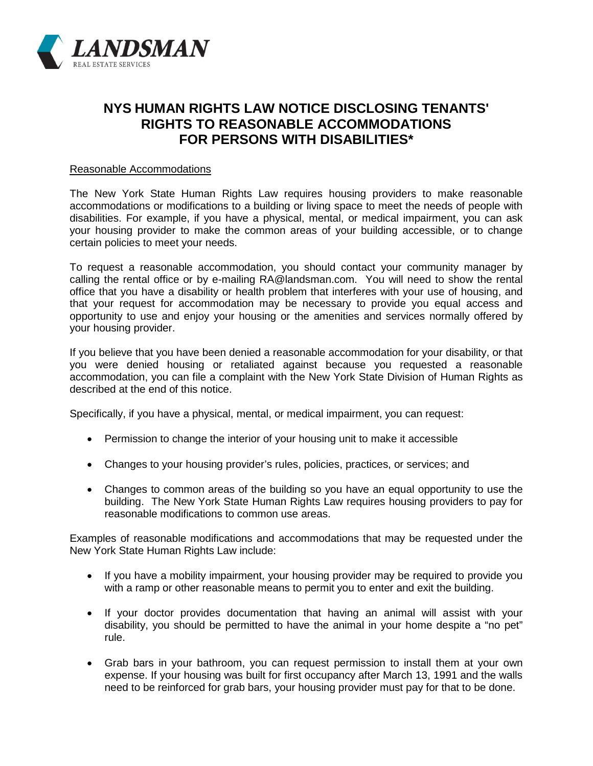**LANDSMAN**
REAL ESTATE SERVICES

# NYS HUMAN RIGHTS LAW NOTICE DISCLOSING TENANTS' RIGHTS TO REASONABLE ACCOMMODATIONS FOR PERSONS WITH DISABILITIES*

<u>Reasonable Accommodations</u>

The New York State Human Rights Law requires housing providers to make reasonable accommodations or modifications to a building or living space to meet the needs of people with disabilities. For example, if you have a physical, mental, or medical impairment, you can ask your housing provider to make the common areas of your building accessible, or to change certain policies to meet your needs.

To request a reasonable accommodation, you should contact your community manager by calling the rental office or by e-mailing RA@landsman.com. You will need to show the rental office that you have a disability or health problem that interferes with your use of housing, and that your request for accommodation may be necessary to provide you equal access and opportunity to use and enjoy your housing or the amenities and services normally offered by your housing provider.

If you believe that you have been denied a reasonable accommodation for your disability, or that you were denied housing or retaliated against because you requested a reasonable accommodation, you can file a complaint with the New York State Division of Human Rights as described at the end of this notice.

Specifically, if you have a physical, mental, or medical impairment, you can request:

- Permission to change the interior of your housing unit to make it accessible
- Changes to your housing provider's rules, policies, practices, or services; and
- Changes to common areas of the building so you have an equal opportunity to use the building. The New York State Human Rights Law requires housing providers to pay for reasonable modifications to common use areas.

Examples of reasonable modifications and accommodations that may be requested under the New York State Human Rights Law include:

- If you have a mobility impairment, your housing provider may be required to provide you with a ramp or other reasonable means to permit you to enter and exit the building.
- If your doctor provides documentation that having an animal will assist with your disability, you should be permitted to have the animal in your home despite a "no pet" rule.
- Grab bars in your bathroom, you can request permission to install them at your own expense. If your housing was built for first occupancy after March 13, 1991 and the walls need to be reinforced for grab bars, your housing provider must pay for that to be done.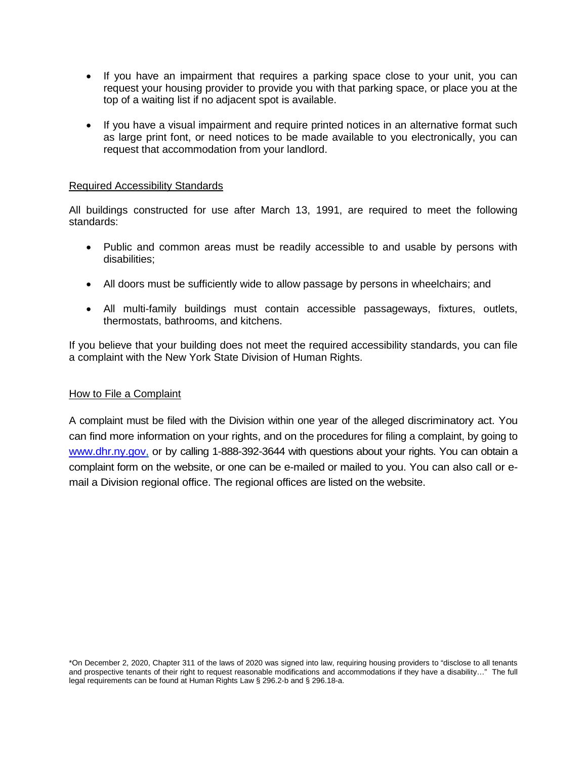- If you have an impairment that requires a parking space close to your unit, you can request your housing provider to provide you with that parking space, or place you at the top of a waiting list if no adjacent spot is available.

- If you have a visual impairment and require printed notices in an alternative format such as large print font, or need notices to be made available to you electronically, you can request that accommodation from your landlord.

## Required Accessibility Standards

All buildings constructed for use after March 13, 1991, are required to meet the following standards:

- Public and common areas must be readily accessible to and usable by persons with disabilities;

- All doors must be sufficiently wide to allow passage by persons in wheelchairs; and

- All multi-family buildings must contain accessible passageways, fixtures, outlets, thermostats, bathrooms, and kitchens.

If you believe that your building does not meet the required accessibility standards, you can file a complaint with the New York State Division of Human Rights.

## How to File a Complaint

A complaint must be filed with the Division within one year of the alleged discriminatory act. You can find more information on your rights, and on the procedures for filing a complaint, by going to www.dhr.ny.gov, or by calling 1-888-392-3644 with questions about your rights. You can obtain a complaint form on the website, or one can be e-mailed or mailed to you. You can also call or e-mail a Division regional office. The regional offices are listed on the website.

*On December 2, 2020, Chapter 311 of the laws of 2020 was signed into law, requiring housing providers to "disclose to all tenants and prospective tenants of their right to request reasonable modifications and accommodations if they have a disability…" The full legal requirements can be found at Human Rights Law § 296.2-b and § 296.18-a.